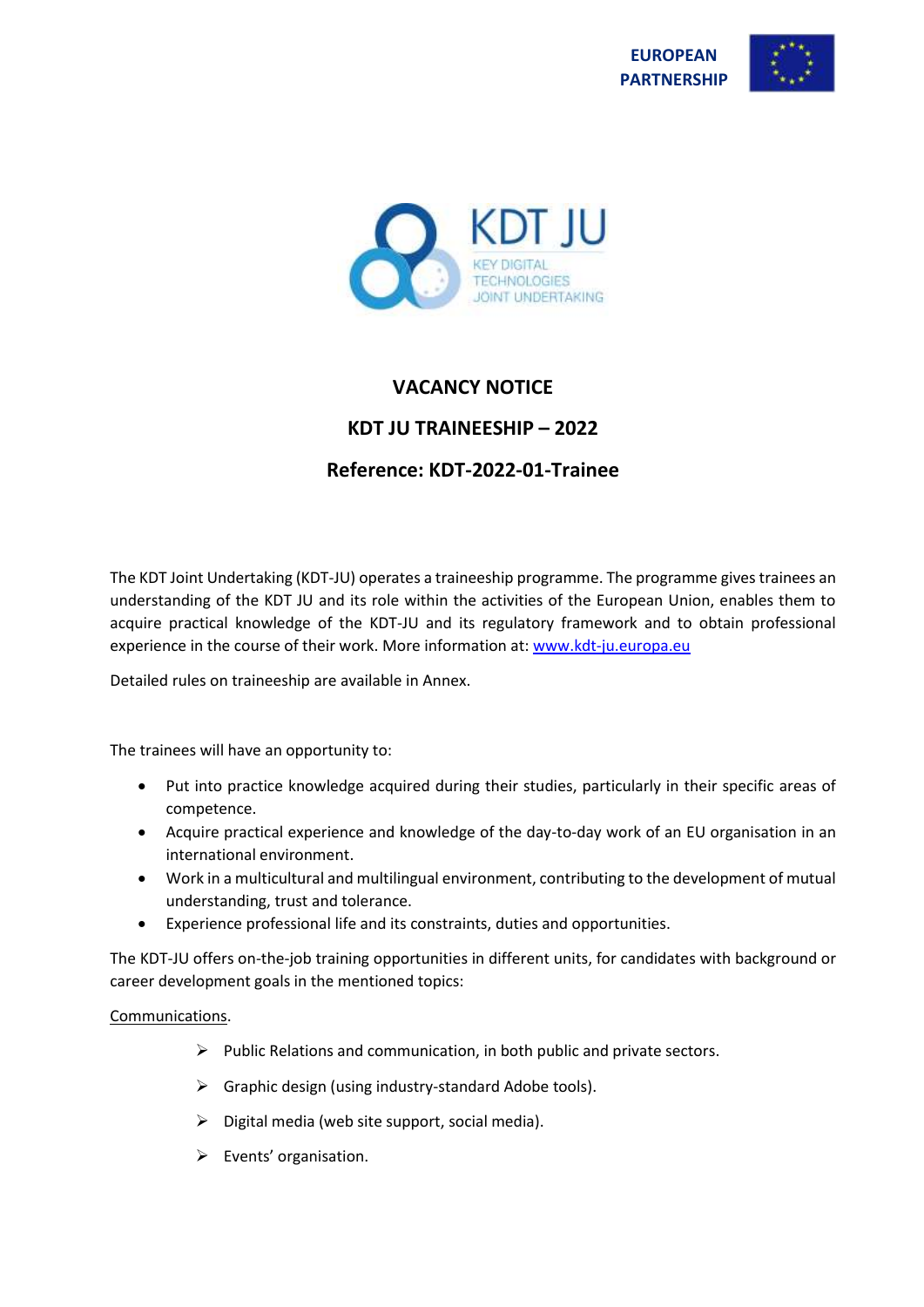EUROPEAN PARTNERSHIP

KDT JU

KEY DIGITAL TECHNOLOGIES JOINT UNDERTAKING

# VACANCY NOTICE

## KDT JU TRAINEESHIP – 2022

## Reference: KDT-2022-01-Trainee

The KDT Joint Undertaking (KDT-JU) operates a traineeship programme. The programme gives trainees an understanding of the KDT JU and its role within the activities of the European Union, enables them to acquire practical knowledge of the KDT-JU and its regulatory framework and to obtain professional experience in the course of their work. More information at: [www.kdt-ju.europa.eu](http://www.kdt-ju.europa.eu)

Detailed rules on traineeship are available in Annex.

The trainees will have an opportunity to:

- Put into practice knowledge acquired during their studies, particularly in their specific areas of competence.
- Acquire practical experience and knowledge of the day-to-day work of an EU organisation in an international environment.
- Work in a multicultural and multilingual environment, contributing to the development of mutual understanding, trust and tolerance.
- Experience professional life and its constraints, duties and opportunities.

The KDT-JU offers on-the-job training opportunities in different units, for candidates with background or career development goals in the mentioned topics:

Communications.

- Public Relations and communication, in both public and private sectors.
- Graphic design (using industry-standard Adobe tools).
- Digital media (web site support, social media).
- Events' organisation.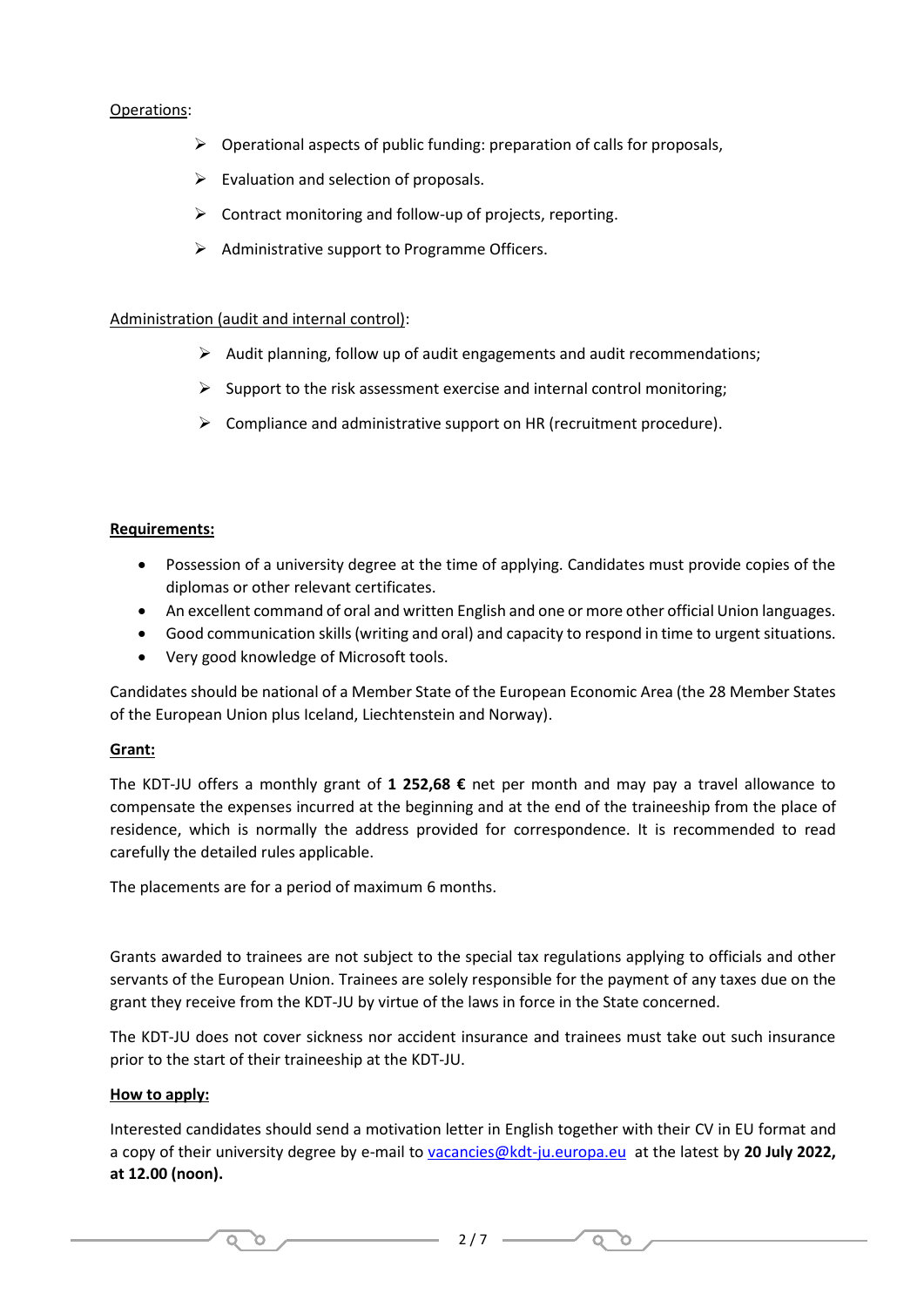Operations:

- Operational aspects of public funding: preparation of calls for proposals,
- Evaluation and selection of proposals.
- Contract monitoring and follow-up of projects, reporting.
- Administrative support to Programme Officers.

Administration (audit and internal control):

- Audit planning, follow up of audit engagements and audit recommendations;
- Support to the risk assessment exercise and internal control monitoring;
- Compliance and administrative support on HR (recruitment procedure).

**Requirements:**

- Possession of a university degree at the time of applying. Candidates must provide copies of the diplomas or other relevant certificates.
- An excellent command of oral and written English and one or more other official Union languages.
- Good communication skills (writing and oral) and capacity to respond in time to urgent situations.
- Very good knowledge of Microsoft tools.

Candidates should be national of a Member State of the European Economic Area (the 28 Member States of the European Union plus Iceland, Liechtenstein and Norway).

**Grant:**

The KDT-JU offers a monthly grant of **1 252,68 €** net per month and may pay a travel allowance to compensate the expenses incurred at the beginning and at the end of the traineeship from the place of residence, which is normally the address provided for correspondence. It is recommended to read carefully the detailed rules applicable.

The placements are for a period of maximum 6 months.

Grants awarded to trainees are not subject to the special tax regulations applying to officials and other servants of the European Union. Trainees are solely responsible for the payment of any taxes due on the grant they receive from the KDT-JU by virtue of the laws in force in the State concerned.

The KDT-JU does not cover sickness nor accident insurance and trainees must take out such insurance prior to the start of their traineeship at the KDT-JU.

**How to apply:**

Interested candidates should send a motivation letter in English together with their CV in EU format and a copy of their university degree by e-mail to vacancies@kdt-ju.europa.eu at the latest by **20 July 2022, at 12.00 (noon).**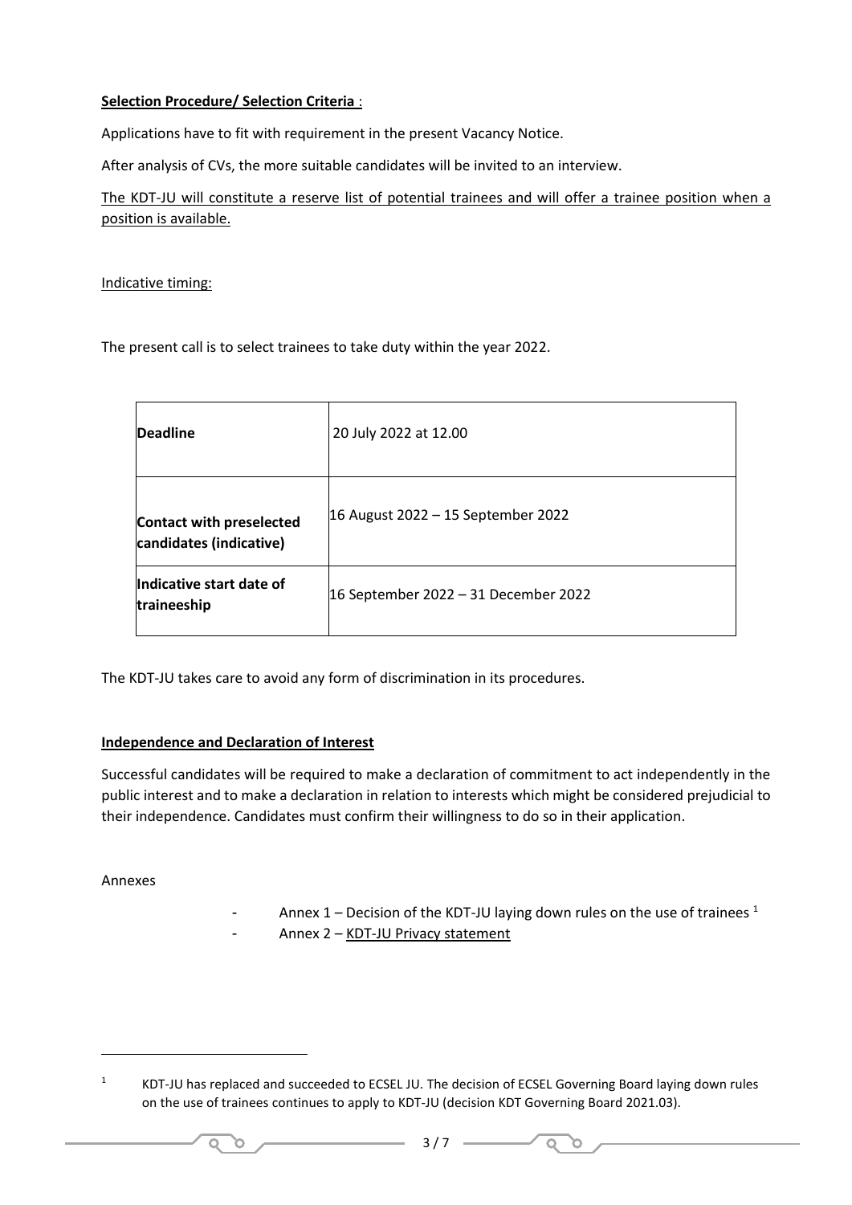**Selection Procedure/ Selection Criteria** :

Applications have to fit with requirement in the present Vacancy Notice.

After analysis of CVs, the more suitable candidates will be invited to an interview.

The KDT-JU will constitute a reserve list of potential trainees and will offer a trainee position when a position is available.

Indicative timing:

The present call is to select trainees to take duty within the year 2022.

| | |
|---|---|
| **Deadline** | 20 July 2022 at 12.00 |
| **Contact with preselected candidates (indicative)** | 16 August 2022 – 15 September 2022 |
| **Indicative start date of traineeship** | 16 September 2022 – 31 December 2022 |

The KDT-JU takes care to avoid any form of discrimination in its procedures.

**Independence and Declaration of Interest**

Successful candidates will be required to make a declaration of commitment to act independently in the public interest and to make a declaration in relation to interests which might be considered prejudicial to their independence. Candidates must confirm their willingness to do so in their application.

Annexes

- Annex 1 – Decision of the KDT-JU laying down rules on the use of trainees [1]
- Annex 2 – KDT-JU Privacy statement

[1] KDT-JU has replaced and succeeded to ECSEL JU. The decision of ECSEL Governing Board laying down rules on the use of trainees continues to apply to KDT-JU (decision KDT Governing Board 2021.03).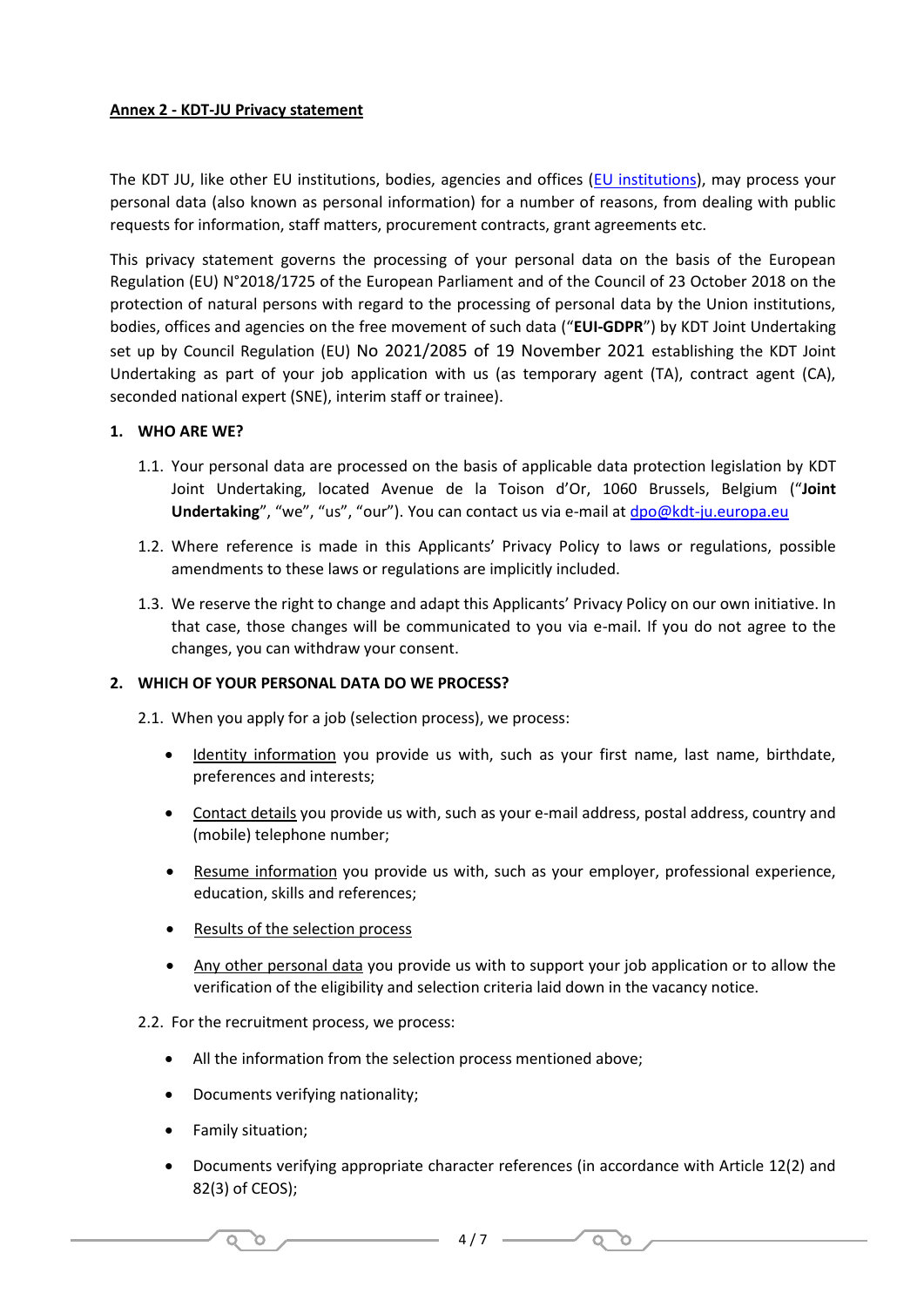**Annex 2 - KDT-JU Privacy statement**

The KDT JU, like other EU institutions, bodies, agencies and offices (EU institutions), may process your personal data (also known as personal information) for a number of reasons, from dealing with public requests for information, staff matters, procurement contracts, grant agreements etc.

This privacy statement governs the processing of your personal data on the basis of the European Regulation (EU) N°2018/1725 of the European Parliament and of the Council of 23 October 2018 on the protection of natural persons with regard to the processing of personal data by the Union institutions, bodies, offices and agencies on the free movement of such data ("**EUI-GDPR**") by KDT Joint Undertaking set up by Council Regulation (EU) No 2021/2085 of 19 November 2021 establishing the KDT Joint Undertaking as part of your job application with us (as temporary agent (TA), contract agent (CA), seconded national expert (SNE), interim staff or trainee).

## 1. WHO ARE WE?

1.1. Your personal data are processed on the basis of applicable data protection legislation by KDT Joint Undertaking, located Avenue de la Toison d'Or, 1060 Brussels, Belgium ("**Joint Undertaking**", "we", "us", "our"). You can contact us via e-mail at dpo@kdt-ju.europa.eu

1.2. Where reference is made in this Applicants' Privacy Policy to laws or regulations, possible amendments to these laws or regulations are implicitly included.

1.3. We reserve the right to change and adapt this Applicants' Privacy Policy on our own initiative. In that case, those changes will be communicated to you via e-mail. If you do not agree to the changes, you can withdraw your consent.

## 2. WHICH OF YOUR PERSONAL DATA DO WE PROCESS?

2.1. When you apply for a job (selection process), we process:

- Identity information you provide us with, such as your first name, last name, birthdate, preferences and interests;
- Contact details you provide us with, such as your e-mail address, postal address, country and (mobile) telephone number;
- Resume information you provide us with, such as your employer, professional experience, education, skills and references;
- Results of the selection process
- Any other personal data you provide us with to support your job application or to allow the verification of the eligibility and selection criteria laid down in the vacancy notice.

2.2. For the recruitment process, we process:

- All the information from the selection process mentioned above;
- Documents verifying nationality;
- Family situation;
- Documents verifying appropriate character references (in accordance with Article 12(2) and 82(3) of CEOS);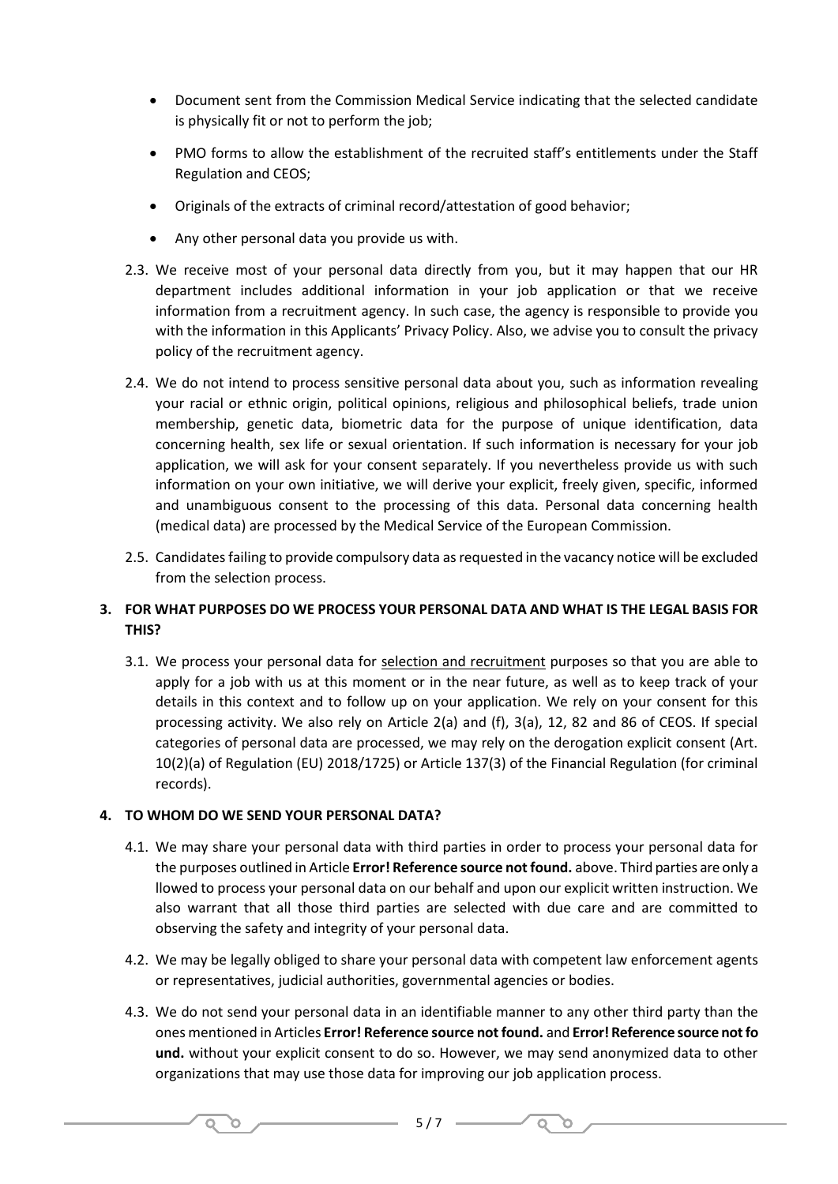- Document sent from the Commission Medical Service indicating that the selected candidate is physically fit or not to perform the job;
- PMO forms to allow the establishment of the recruited staff's entitlements under the Staff Regulation and CEOS;
- Originals of the extracts of criminal record/attestation of good behavior;
- Any other personal data you provide us with.

2.3. We receive most of your personal data directly from you, but it may happen that our HR department includes additional information in your job application or that we receive information from a recruitment agency. In such case, the agency is responsible to provide you with the information in this Applicants' Privacy Policy. Also, we advise you to consult the privacy policy of the recruitment agency.

2.4. We do not intend to process sensitive personal data about you, such as information revealing your racial or ethnic origin, political opinions, religious and philosophical beliefs, trade union membership, genetic data, biometric data for the purpose of unique identification, data concerning health, sex life or sexual orientation. If such information is necessary for your job application, we will ask for your consent separately. If you nevertheless provide us with such information on your own initiative, we will derive your explicit, freely given, specific, informed and unambiguous consent to the processing of this data. Personal data concerning health (medical data) are processed by the Medical Service of the European Commission.

2.5. Candidates failing to provide compulsory data as requested in the vacancy notice will be excluded from the selection process.

## 3. FOR WHAT PURPOSES DO WE PROCESS YOUR PERSONAL DATA AND WHAT IS THE LEGAL BASIS FOR THIS?

3.1. We process your personal data for selection and recruitment purposes so that you are able to apply for a job with us at this moment or in the near future, as well as to keep track of your details in this context and to follow up on your application. We rely on your consent for this processing activity. We also rely on Article 2(a) and (f), 3(a), 12, 82 and 86 of CEOS. If special categories of personal data are processed, we may rely on the derogation explicit consent (Art. 10(2)(a) of Regulation (EU) 2018/1725) or Article 137(3) of the Financial Regulation (for criminal records).

## 4. TO WHOM DO WE SEND YOUR PERSONAL DATA?

4.1. We may share your personal data with third parties in order to process your personal data for the purposes outlined in Article **Error! Reference source not found.** above. Third parties are only a llowed to process your personal data on our behalf and upon our explicit written instruction. We also warrant that all those third parties are selected with due care and are committed to observing the safety and integrity of your personal data.

4.2. We may be legally obliged to share your personal data with competent law enforcement agents or representatives, judicial authorities, governmental agencies or bodies.

4.3. We do not send your personal data in an identifiable manner to any other third party than the ones mentioned in Articles **Error! Reference source not found.** and **Error! Reference source not fo und.** without your explicit consent to do so. However, we may send anonymized data to other organizations that may use those data for improving our job application process.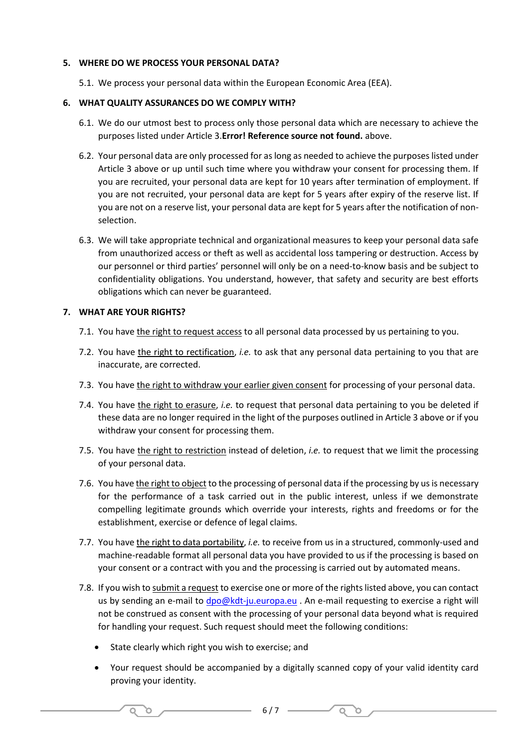## 5. WHERE DO WE PROCESS YOUR PERSONAL DATA?

5.1. We process your personal data within the European Economic Area (EEA).

## 6. WHAT QUALITY ASSURANCES DO WE COMPLY WITH?

6.1. We do our utmost best to process only those personal data which are necessary to achieve the purposes listed under Article 3.**Error! Reference source not found.** above.

6.2. Your personal data are only processed for as long as needed to achieve the purposes listed under Article 3 above or up until such time where you withdraw your consent for processing them. If you are recruited, your personal data are kept for 10 years after termination of employment. If you are not recruited, your personal data are kept for 5 years after expiry of the reserve list. If you are not on a reserve list, your personal data are kept for 5 years after the notification of non-selection.

6.3. We will take appropriate technical and organizational measures to keep your personal data safe from unauthorized access or theft as well as accidental loss tampering or destruction. Access by our personnel or third parties' personnel will only be on a need-to-know basis and be subject to confidentiality obligations. You understand, however, that safety and security are best efforts obligations which can never be guaranteed.

## 7. WHAT ARE YOUR RIGHTS?

7.1. You have the right to request access to all personal data processed by us pertaining to you.

7.2. You have the right to rectification, *i.e.* to ask that any personal data pertaining to you that are inaccurate, are corrected.

7.3. You have the right to withdraw your earlier given consent for processing of your personal data.

7.4. You have the right to erasure, *i.e.* to request that personal data pertaining to you be deleted if these data are no longer required in the light of the purposes outlined in Article 3 above or if you withdraw your consent for processing them.

7.5. You have the right to restriction instead of deletion, *i.e.* to request that we limit the processing of your personal data.

7.6. You have the right to object to the processing of personal data if the processing by us is necessary for the performance of a task carried out in the public interest, unless if we demonstrate compelling legitimate grounds which override your interests, rights and freedoms or for the establishment, exercise or defence of legal claims.

7.7. You have the right to data portability, *i.e.* to receive from us in a structured, commonly-used and machine-readable format all personal data you have provided to us if the processing is based on your consent or a contract with you and the processing is carried out by automated means.

7.8. If you wish to submit a request to exercise one or more of the rights listed above, you can contact us by sending an e-mail to dpo@kdt-ju.europa.eu . An e-mail requesting to exercise a right will not be construed as consent with the processing of your personal data beyond what is required for handling your request. Such request should meet the following conditions:

- State clearly which right you wish to exercise; and
- Your request should be accompanied by a digitally scanned copy of your valid identity card proving your identity.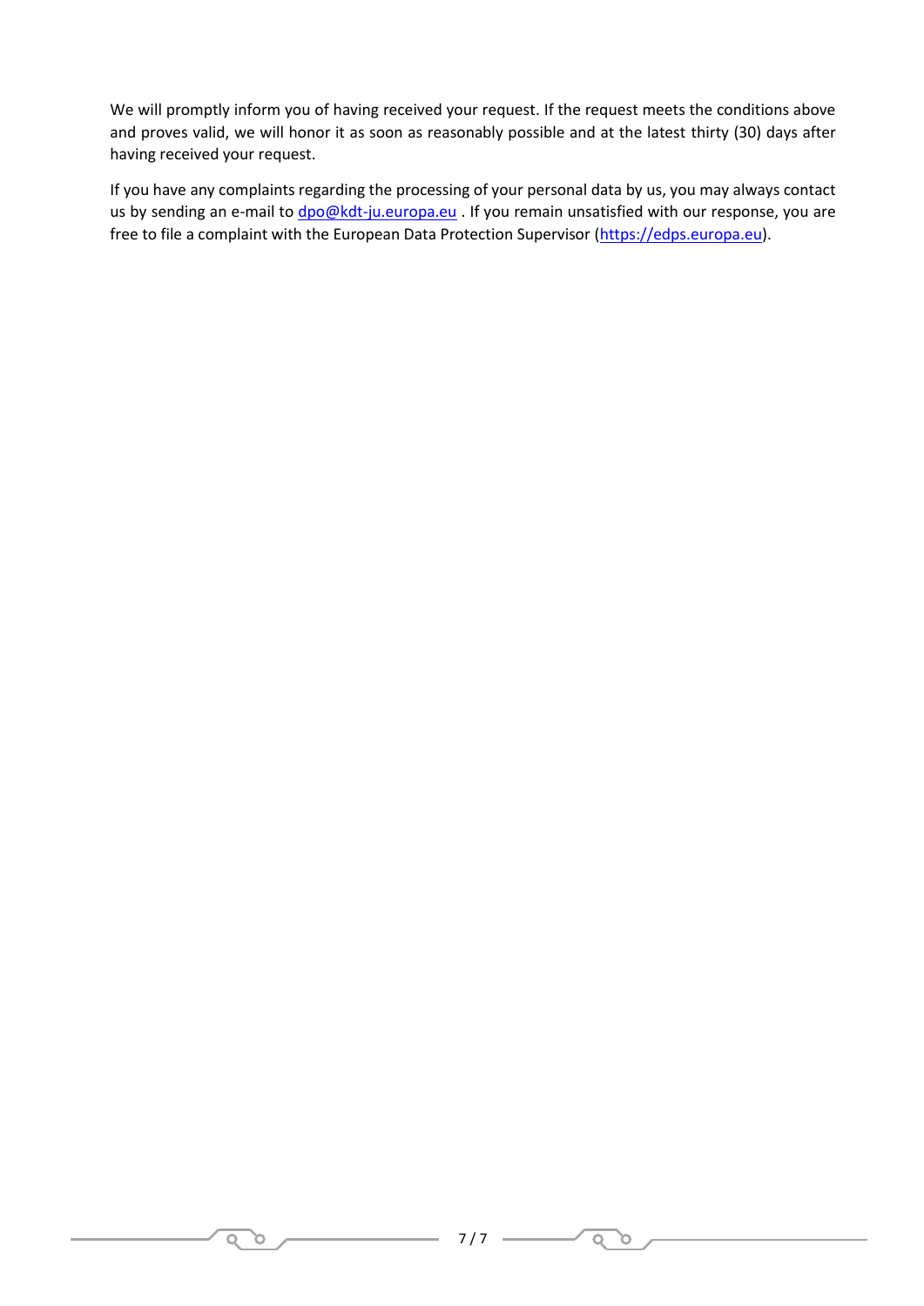We will promptly inform you of having received your request. If the request meets the conditions above and proves valid, we will honor it as soon as reasonably possible and at the latest thirty (30) days after having received your request.

If you have any complaints regarding the processing of your personal data by us, you may always contact us by sending an e-mail to [dpo@kdt-ju.europa.eu](mailto:dpo@kdt-ju.europa.eu) . If you remain unsatisfied with our response, you are free to file a complaint with the European Data Protection Supervisor ([https://edps.europa.eu](https://edps.europa.eu)).